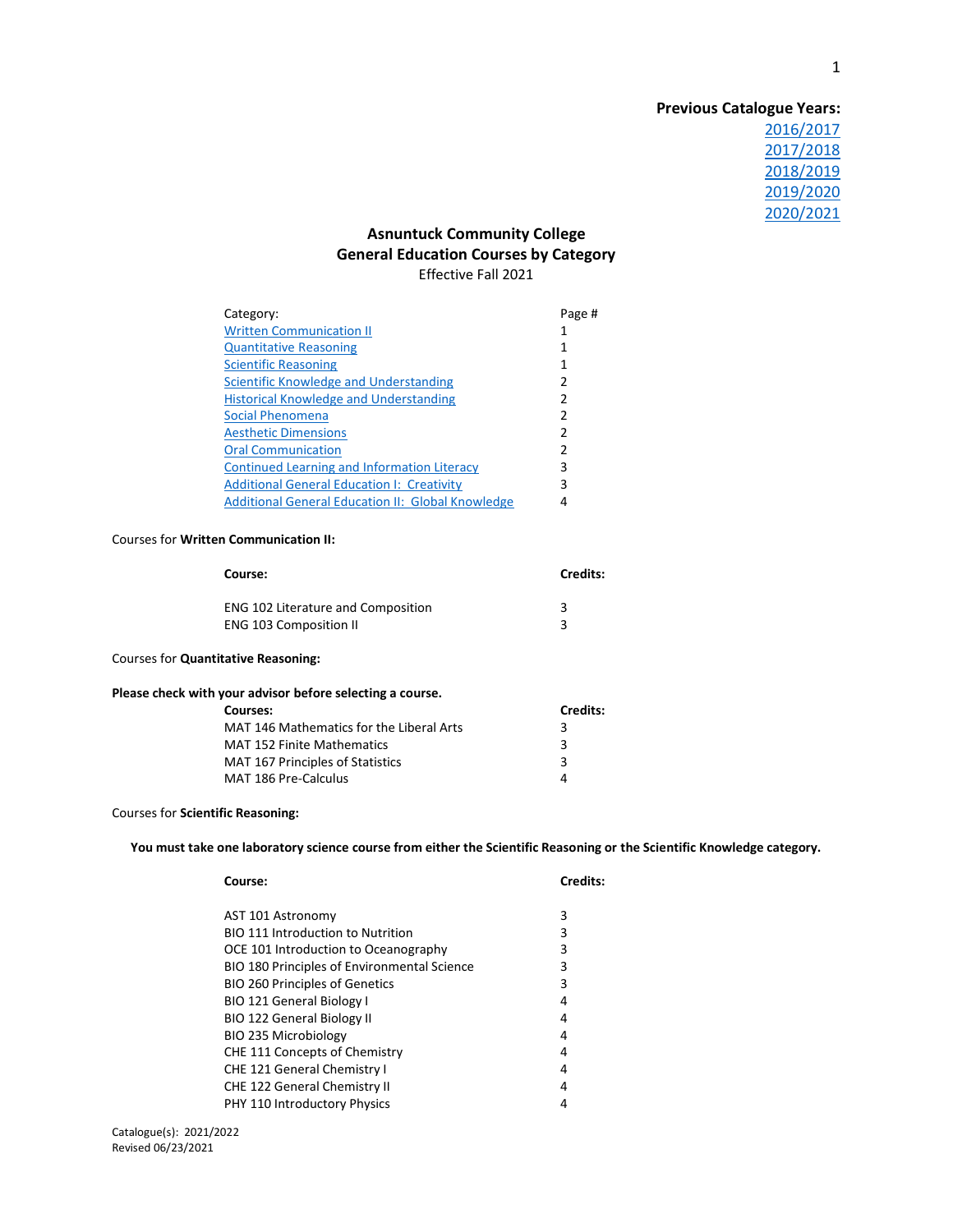**Previous Catalogue Years:**
2016/2017
2017/2018
2018/2019
2019/2020
2020/2021

# Asnuntuck Community College
## General Education Courses by Category
Effective Fall 2021

| Category: | Page # |
|---|---|
| Written Communication II | 1 |
| Quantitative Reasoning | 1 |
| Scientific Reasoning | 1 |
| Scientific Knowledge and Understanding | 2 |
| Historical Knowledge and Understanding | 2 |
| Social Phenomena | 2 |
| Aesthetic Dimensions | 2 |
| Oral Communication | 2 |
| Continued Learning and Information Literacy | 3 |
| Additional General Education I: Creativity | 3 |
| Additional General Education II: Global Knowledge | 4 |

Courses for **Written Communication II:**

| Course: | Credits: |
|---|---|
| ENG 102 Literature and Composition | 3 |
| ENG 103 Composition II | 3 |

Courses for **Quantitative Reasoning:**

**Please check with your advisor before selecting a course.**

| Courses: | Credits: |
|---|---|
| MAT 146 Mathematics for the Liberal Arts | 3 |
| MAT 152 Finite Mathematics | 3 |
| MAT 167 Principles of Statistics | 3 |
| MAT 186 Pre-Calculus | 4 |

Courses for **Scientific Reasoning:**

**You must take one laboratory science course from either the Scientific Reasoning or the Scientific Knowledge category.**

| Course: | Credits: |
|---|---|
| AST 101 Astronomy | 3 |
| BIO 111 Introduction to Nutrition | 3 |
| OCE 101 Introduction to Oceanography | 3 |
| BIO 180 Principles of Environmental Science | 3 |
| BIO 260 Principles of Genetics | 3 |
| BIO 121 General Biology I | 4 |
| BIO 122 General Biology II | 4 |
| BIO 235 Microbiology | 4 |
| CHE 111 Concepts of Chemistry | 4 |
| CHE 121 General Chemistry I | 4 |
| CHE 122 General Chemistry II | 4 |
| PHY 110 Introductory Physics | 4 |

Catalogue(s): 2021/2022
Revised 06/23/2021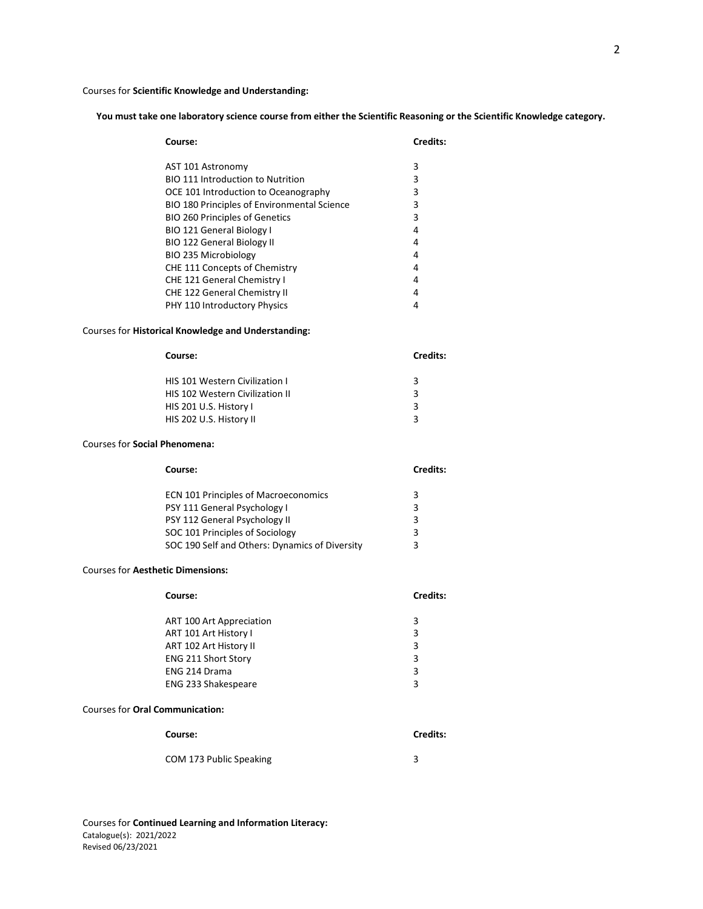Courses for **Scientific Knowledge and Understanding:**

**You must take one laboratory science course from either the Scientific Reasoning or the Scientific Knowledge category.**

| Course: | Credits: |
|---|---|
| AST 101 Astronomy | 3 |
| BIO 111 Introduction to Nutrition | 3 |
| OCE 101 Introduction to Oceanography | 3 |
| BIO 180 Principles of Environmental Science | 3 |
| BIO 260 Principles of Genetics | 3 |
| BIO 121 General Biology I | 4 |
| BIO 122 General Biology II | 4 |
| BIO 235 Microbiology | 4 |
| CHE 111 Concepts of Chemistry | 4 |
| CHE 121 General Chemistry I | 4 |
| CHE 122 General Chemistry II | 4 |
| PHY 110 Introductory Physics | 4 |

Courses for **Historical Knowledge and Understanding:**

| Course: | Credits: |
|---|---|
| HIS 101 Western Civilization I | 3 |
| HIS 102 Western Civilization II | 3 |
| HIS 201 U.S. History I | 3 |
| HIS 202 U.S. History II | 3 |

Courses for **Social Phenomena:**

| Course: | Credits: |
|---|---|
| ECN 101 Principles of Macroeconomics | 3 |
| PSY 111 General Psychology I | 3 |
| PSY 112 General Psychology II | 3 |
| SOC 101 Principles of Sociology | 3 |
| SOC 190 Self and Others: Dynamics of Diversity | 3 |

Courses for **Aesthetic Dimensions:**

| Course: | Credits: |
|---|---|
| ART 100 Art Appreciation | 3 |
| ART 101 Art History I | 3 |
| ART 102 Art History II | 3 |
| ENG 211 Short Story | 3 |
| ENG 214 Drama | 3 |
| ENG 233 Shakespeare | 3 |

Courses for **Oral Communication:**

| Course: | Credits: |
|---|---|
| COM 173 Public Speaking | 3 |

Courses for **Continued Learning and Information Literacy:**

Catalogue(s): 2021/2022
Revised 06/23/2021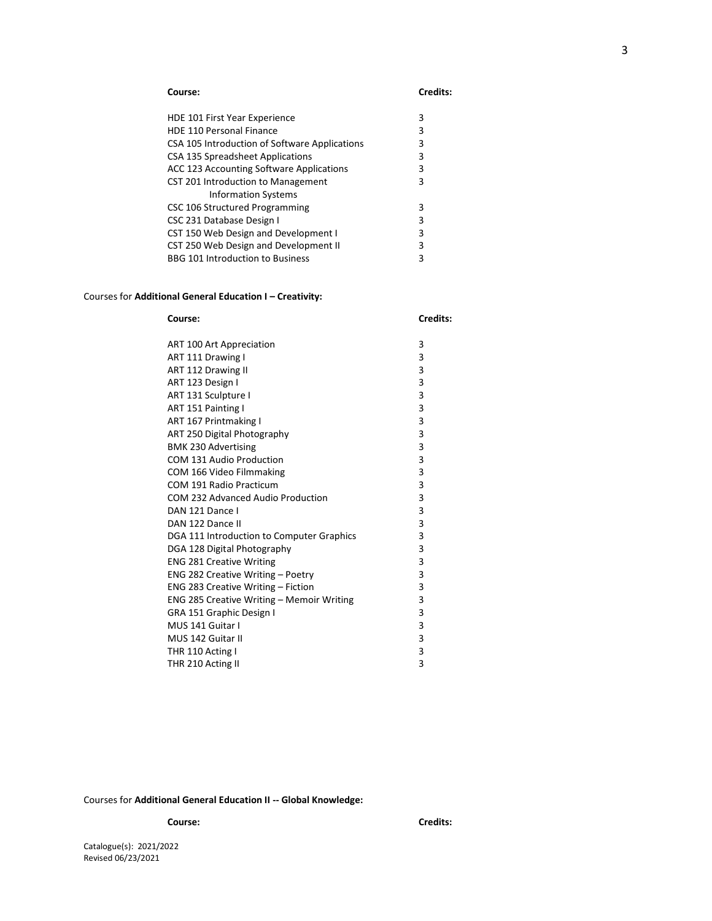| Course: | Credits: |
| --- | --- |
| HDE 101 First Year Experience | 3 |
| HDE 110 Personal Finance | 3 |
| CSA 105 Introduction of Software Applications | 3 |
| CSA 135 Spreadsheet Applications | 3 |
| ACC 123 Accounting Software Applications | 3 |
| CST 201 Introduction to Management Information Systems | 3 |
| CSC 106 Structured Programming | 3 |
| CSC 231 Database Design I | 3 |
| CST 150 Web Design and Development I | 3 |
| CST 250 Web Design and Development II | 3 |
| BBG 101 Introduction to Business | 3 |

Courses for **Additional General Education I – Creativity:**

| Course: | Credits: |
| --- | --- |
| ART 100 Art Appreciation | 3 |
| ART 111 Drawing I | 3 |
| ART 112 Drawing II | 3 |
| ART 123 Design I | 3 |
| ART 131 Sculpture I | 3 |
| ART 151 Painting I | 3 |
| ART 167 Printmaking I | 3 |
| ART 250 Digital Photography | 3 |
| BMK 230 Advertising | 3 |
| COM 131 Audio Production | 3 |
| COM 166 Video Filmmaking | 3 |
| COM 191 Radio Practicum | 3 |
| COM 232 Advanced Audio Production | 3 |
| DAN 121 Dance I | 3 |
| DAN 122 Dance II | 3 |
| DGA 111 Introduction to Computer Graphics | 3 |
| DGA 128 Digital Photography | 3 |
| ENG 281 Creative Writing | 3 |
| ENG 282 Creative Writing – Poetry | 3 |
| ENG 283 Creative Writing – Fiction | 3 |
| ENG 285 Creative Writing – Memoir Writing | 3 |
| GRA 151 Graphic Design I | 3 |
| MUS 141 Guitar I | 3 |
| MUS 142 Guitar II | 3 |
| THR 110 Acting I | 3 |
| THR 210 Acting II | 3 |

Courses for **Additional General Education II -- Global Knowledge:**

| Course: | Credits: |
| --- | --- |

Catalogue(s): 2021/2022
Revised 06/23/2021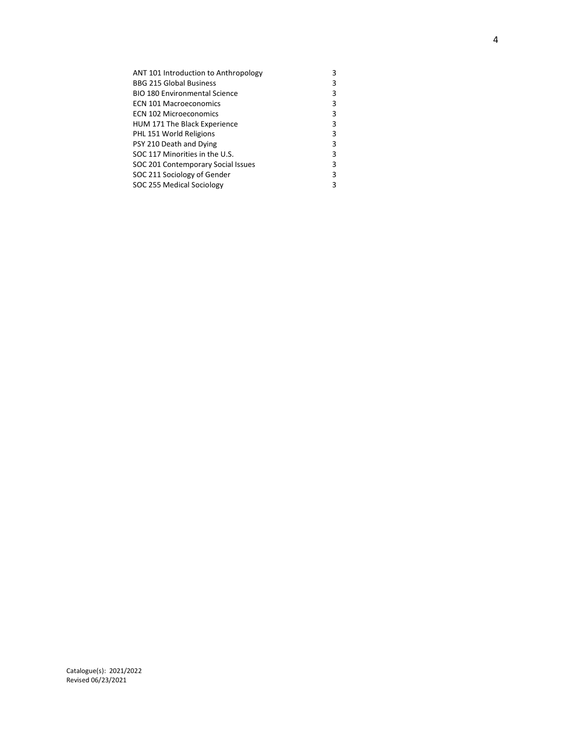| | |
|---|---|
| ANT 101 Introduction to Anthropology | 3 |
| BBG 215 Global Business | 3 |
| BIO 180 Environmental Science | 3 |
| ECN 101 Macroeconomics | 3 |
| ECN 102 Microeconomics | 3 |
| HUM 171 The Black Experience | 3 |
| PHL 151 World Religions | 3 |
| PSY 210 Death and Dying | 3 |
| SOC 117 Minorities in the U.S. | 3 |
| SOC 201 Contemporary Social Issues | 3 |
| SOC 211 Sociology of Gender | 3 |
| SOC 255 Medical Sociology | 3 |